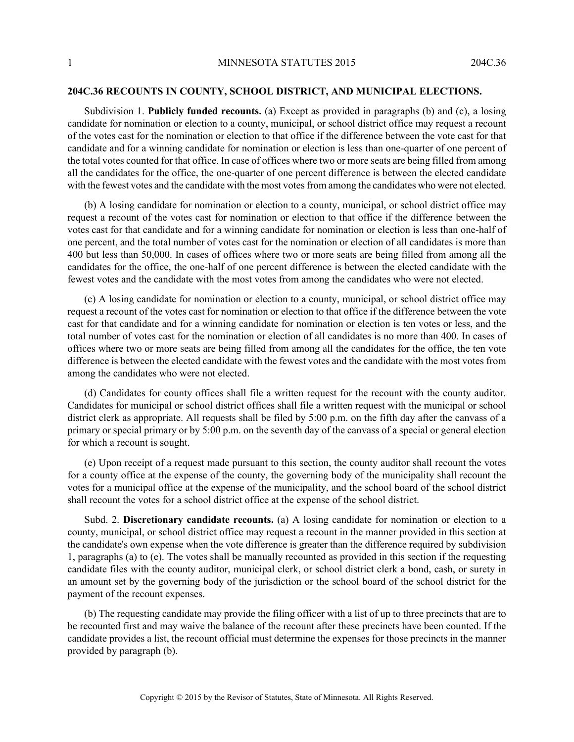## 204C.36 RECOUNTS IN COUNTY, SCHOOL DISTRICT, AND MUNICIPAL ELECTIONS.

Subdivision 1. **Publicly funded recounts.** (a) Except as provided in paragraphs (b) and (c), a losing candidate for nomination or election to a county, municipal, or school district office may request a recount of the votes cast for the nomination or election to that office if the difference between the vote cast for that candidate and for a winning candidate for nomination or election is less than one-quarter of one percent of the total votes counted for that office. In case of offices where two or more seats are being filled from among all the candidates for the office, the one-quarter of one percent difference is between the elected candidate with the fewest votes and the candidate with the most votes from among the candidates who were not elected.

(b) A losing candidate for nomination or election to a county, municipal, or school district office may request a recount of the votes cast for nomination or election to that office if the difference between the votes cast for that candidate and for a winning candidate for nomination or election is less than one-half of one percent, and the total number of votes cast for the nomination or election of all candidates is more than 400 but less than 50,000. In cases of offices where two or more seats are being filled from among all the candidates for the office, the one-half of one percent difference is between the elected candidate with the fewest votes and the candidate with the most votes from among the candidates who were not elected.

(c) A losing candidate for nomination or election to a county, municipal, or school district office may request a recount of the votes cast for nomination or election to that office if the difference between the vote cast for that candidate and for a winning candidate for nomination or election is ten votes or less, and the total number of votes cast for the nomination or election of all candidates is no more than 400. In cases of offices where two or more seats are being filled from among all the candidates for the office, the ten vote difference is between the elected candidate with the fewest votes and the candidate with the most votes from among the candidates who were not elected.

(d) Candidates for county offices shall file a written request for the recount with the county auditor. Candidates for municipal or school district offices shall file a written request with the municipal or school district clerk as appropriate. All requests shall be filed by 5:00 p.m. on the fifth day after the canvass of a primary or special primary or by 5:00 p.m. on the seventh day of the canvass of a special or general election for which a recount is sought.

(e) Upon receipt of a request made pursuant to this section, the county auditor shall recount the votes for a county office at the expense of the county, the governing body of the municipality shall recount the votes for a municipal office at the expense of the municipality, and the school board of the school district shall recount the votes for a school district office at the expense of the school district.

Subd. 2. **Discretionary candidate recounts.** (a) A losing candidate for nomination or election to a county, municipal, or school district office may request a recount in the manner provided in this section at the candidate's own expense when the vote difference is greater than the difference required by subdivision 1, paragraphs (a) to (e). The votes shall be manually recounted as provided in this section if the requesting candidate files with the county auditor, municipal clerk, or school district clerk a bond, cash, or surety in an amount set by the governing body of the jurisdiction or the school board of the school district for the payment of the recount expenses.

(b) The requesting candidate may provide the filing officer with a list of up to three precincts that are to be recounted first and may waive the balance of the recount after these precincts have been counted. If the candidate provides a list, the recount official must determine the expenses for those precincts in the manner provided by paragraph (b).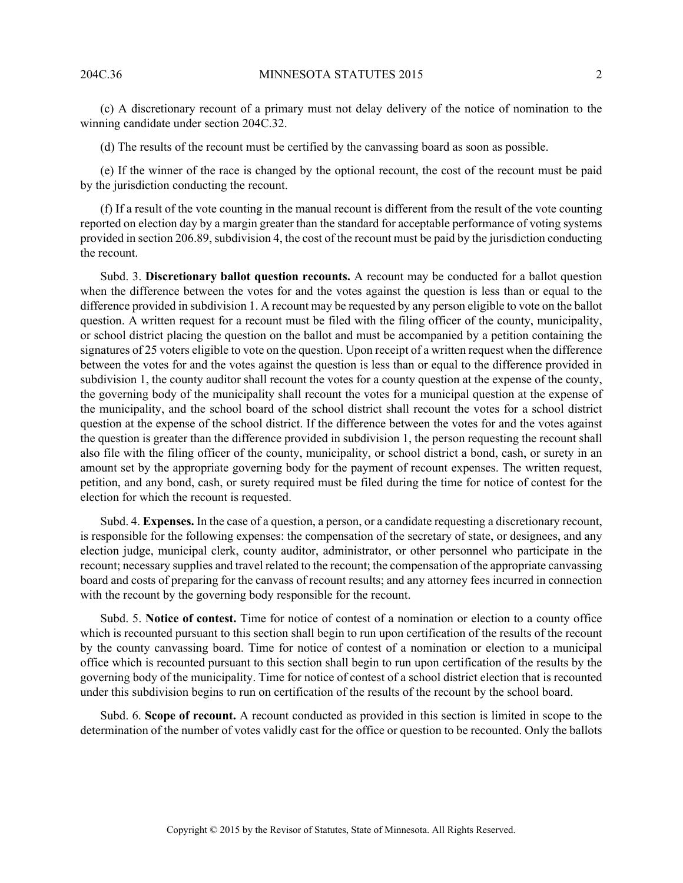(c) A discretionary recount of a primary must not delay delivery of the notice of nomination to the winning candidate under section 204C.32.

(d) The results of the recount must be certified by the canvassing board as soon as possible.

(e) If the winner of the race is changed by the optional recount, the cost of the recount must be paid by the jurisdiction conducting the recount.

(f) If a result of the vote counting in the manual recount is different from the result of the vote counting reported on election day by a margin greater than the standard for acceptable performance of voting systems provided in section 206.89, subdivision 4, the cost of the recount must be paid by the jurisdiction conducting the recount.

Subd. 3. **Discretionary ballot question recounts.** A recount may be conducted for a ballot question when the difference between the votes for and the votes against the question is less than or equal to the difference provided in subdivision 1. A recount may be requested by any person eligible to vote on the ballot question. A written request for a recount must be filed with the filing officer of the county, municipality, or school district placing the question on the ballot and must be accompanied by a petition containing the signatures of 25 voters eligible to vote on the question. Upon receipt of a written request when the difference between the votes for and the votes against the question is less than or equal to the difference provided in subdivision 1, the county auditor shall recount the votes for a county question at the expense of the county, the governing body of the municipality shall recount the votes for a municipal question at the expense of the municipality, and the school board of the school district shall recount the votes for a school district question at the expense of the school district. If the difference between the votes for and the votes against the question is greater than the difference provided in subdivision 1, the person requesting the recount shall also file with the filing officer of the county, municipality, or school district a bond, cash, or surety in an amount set by the appropriate governing body for the payment of recount expenses. The written request, petition, and any bond, cash, or surety required must be filed during the time for notice of contest for the election for which the recount is requested.

Subd. 4. **Expenses.** In the case of a question, a person, or a candidate requesting a discretionary recount, is responsible for the following expenses: the compensation of the secretary of state, or designees, and any election judge, municipal clerk, county auditor, administrator, or other personnel who participate in the recount; necessary supplies and travel related to the recount; the compensation of the appropriate canvassing board and costs of preparing for the canvass of recount results; and any attorney fees incurred in connection with the recount by the governing body responsible for the recount.

Subd. 5. **Notice of contest.** Time for notice of contest of a nomination or election to a county office which is recounted pursuant to this section shall begin to run upon certification of the results of the recount by the county canvassing board. Time for notice of contest of a nomination or election to a municipal office which is recounted pursuant to this section shall begin to run upon certification of the results by the governing body of the municipality. Time for notice of contest of a school district election that is recounted under this subdivision begins to run on certification of the results of the recount by the school board.

Subd. 6. **Scope of recount.** A recount conducted as provided in this section is limited in scope to the determination of the number of votes validly cast for the office or question to be recounted. Only the ballots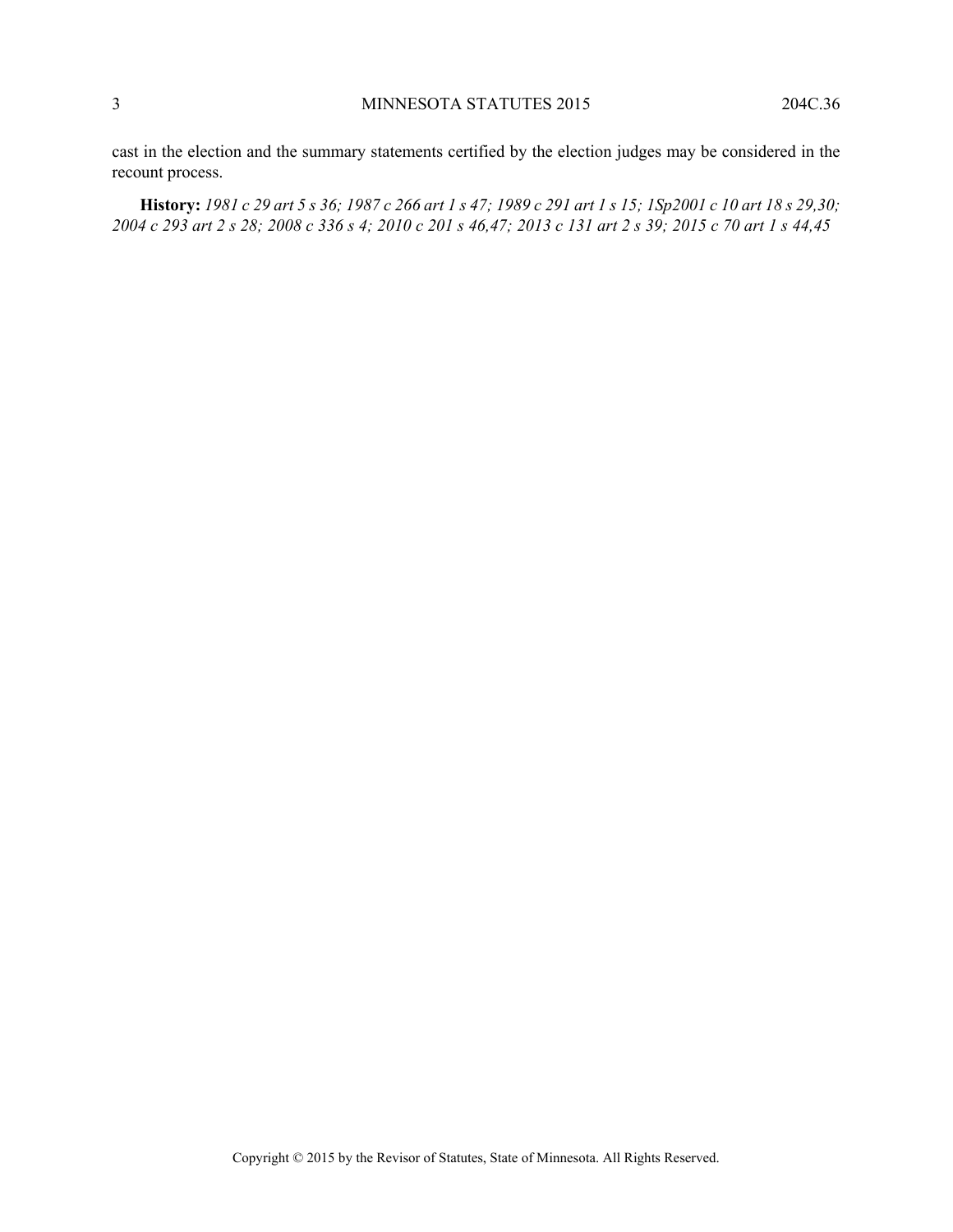cast in the election and the summary statements certified by the election judges may be considered in the recount process.

**History:** *1981 c 29 art 5 s 36; 1987 c 266 art 1 s 47; 1989 c 291 art 1 s 15; 1Sp2001 c 10 art 18 s 29,30; 2004 c 293 art 2 s 28; 2008 c 336 s 4; 2010 c 201 s 46,47; 2013 c 131 art 2 s 39; 2015 c 70 art 1 s 44,45*